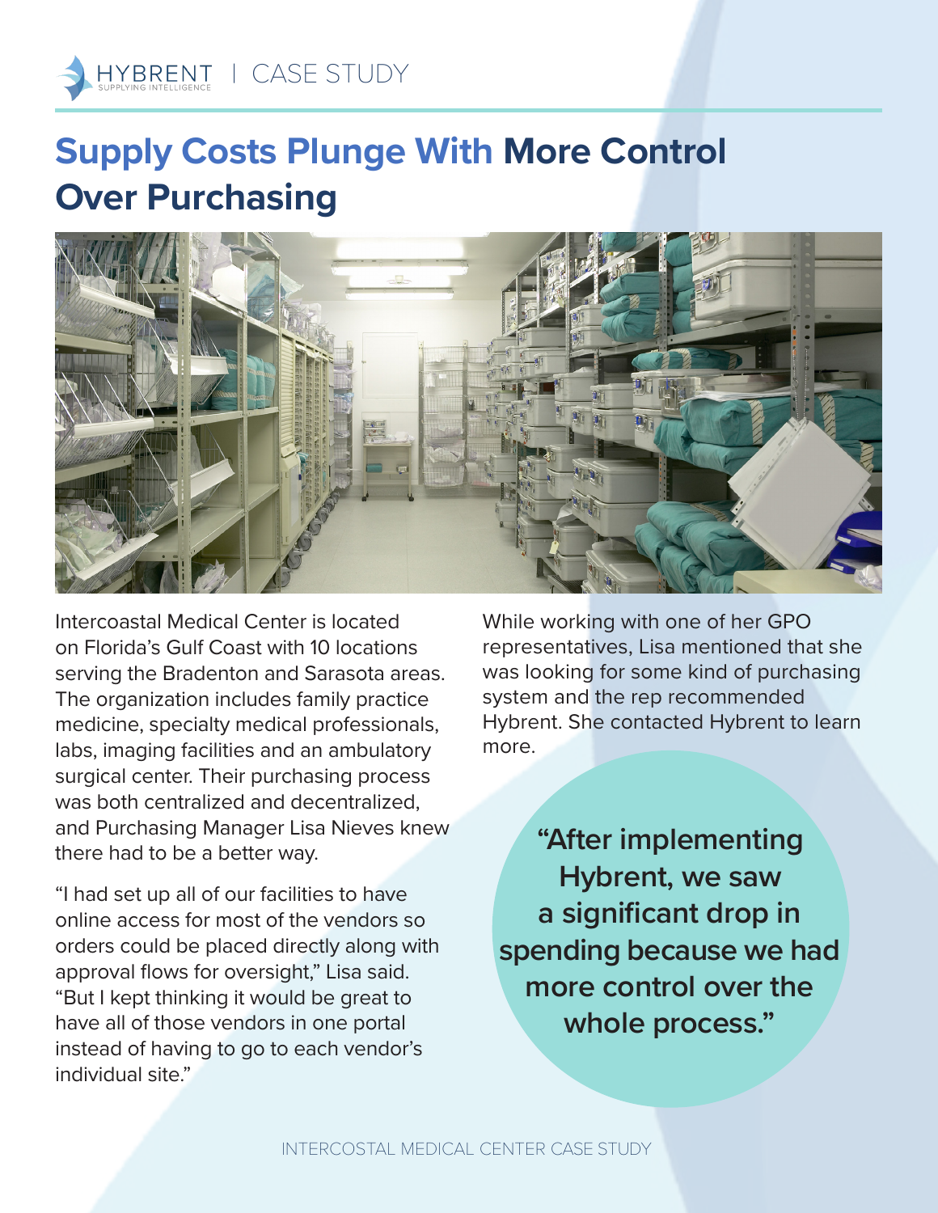HYBRENT | CASE STUDY

# Supply Costs Plunge With More Control Over Purchasing

Intercoastal Medical Center is located on Florida's Gulf Coast with 10 locations serving the Bradenton and Sarasota areas. The organization includes family practice medicine, specialty medical professionals, labs, imaging facilities and an ambulatory surgical center. Their purchasing process was both centralized and decentralized, and Purchasing Manager Lisa Nieves knew there had to be a better way.

"I had set up all of our facilities to have online access for most of the vendors so orders could be placed directly along with approval flows for oversight," Lisa said. "But I kept thinking it would be great to have all of those vendors in one portal instead of having to go to each vendor's individual site."

While working with one of her GPO representatives, Lisa mentioned that she was looking for some kind of purchasing system and the rep recommended Hybrent. She contacted Hybrent to learn more.

**"After implementing Hybrent, we saw a significant drop in spending because we had more control over the whole process."**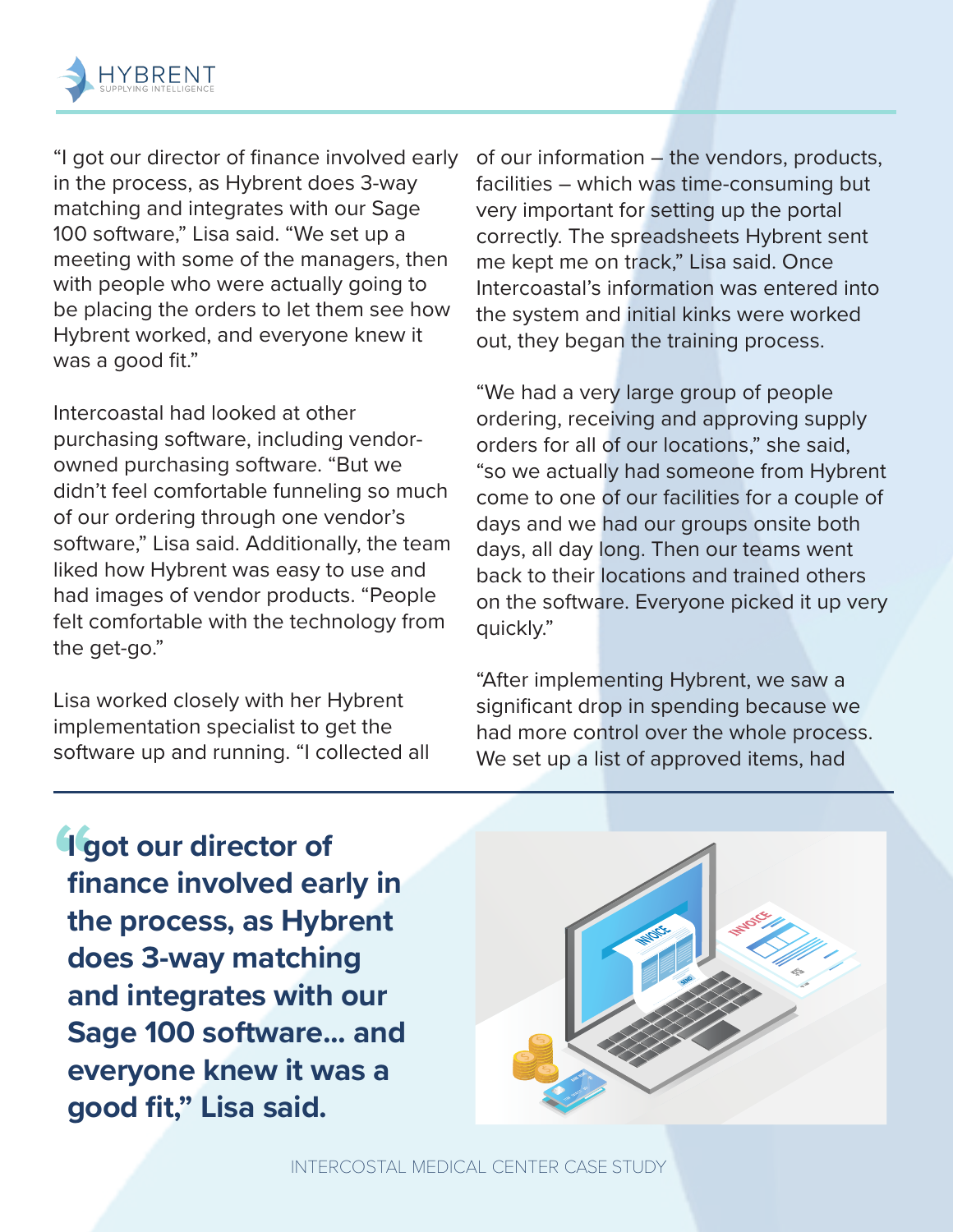"I got our director of finance involved early in the process, as Hybrent does 3-way matching and integrates with our Sage 100 software," Lisa said. "We set up a meeting with some of the managers, then with people who were actually going to be placing the orders to let them see how Hybrent worked, and everyone knew it was a good fit."

Intercoastal had looked at other purchasing software, including vendor-owned purchasing software. "But we didn't feel comfortable funneling so much of our ordering through one vendor's software," Lisa said. Additionally, the team liked how Hybrent was easy to use and had images of vendor products. "People felt comfortable with the technology from the get-go."

Lisa worked closely with her Hybrent implementation specialist to get the software up and running. "I collected all of our information – the vendors, products, facilities – which was time-consuming but very important for setting up the portal correctly. The spreadsheets Hybrent sent me kept me on track," Lisa said. Once Intercoastal's information was entered into the system and initial kinks were worked out, they began the training process.

"We had a very large group of people ordering, receiving and approving supply orders for all of our locations," she said, "so we actually had someone from Hybrent come to one of our facilities for a couple of days and we had our groups onsite both days, all day long. Then our teams went back to their locations and trained others on the software. Everyone picked it up very quickly."

"After implementing Hybrent, we saw a significant drop in spending because we had more control over the whole process. We set up a list of approved items, had

**"I got our director of finance involved early in the process, as Hybrent does 3-way matching and integrates with our Sage 100 software... and everyone knew it was a good fit," Lisa said.**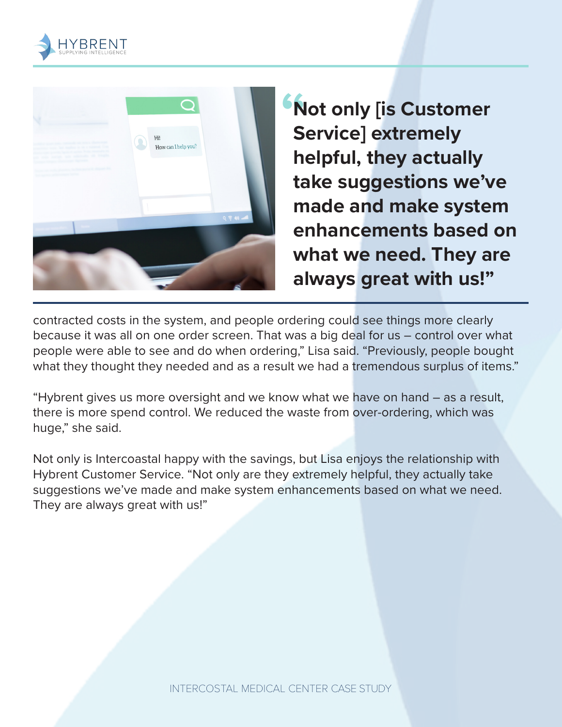> **"Not only [is Customer Service] extremely helpful, they actually take suggestions we've made and make system enhancements based on what we need. They are always great with us!"**

contracted costs in the system, and people ordering could see things more clearly because it was all on one order screen. That was a big deal for us – control over what people were able to see and do when ordering," Lisa said. "Previously, people bought what they thought they needed and as a result we had a tremendous surplus of items."

"Hybrent gives us more oversight and we know what we have on hand – as a result, there is more spend control. We reduced the waste from over-ordering, which was huge," she said.

Not only is Intercoastal happy with the savings, but Lisa enjoys the relationship with Hybrent Customer Service. "Not only are they extremely helpful, they actually take suggestions we've made and make system enhancements based on what we need. They are always great with us!"